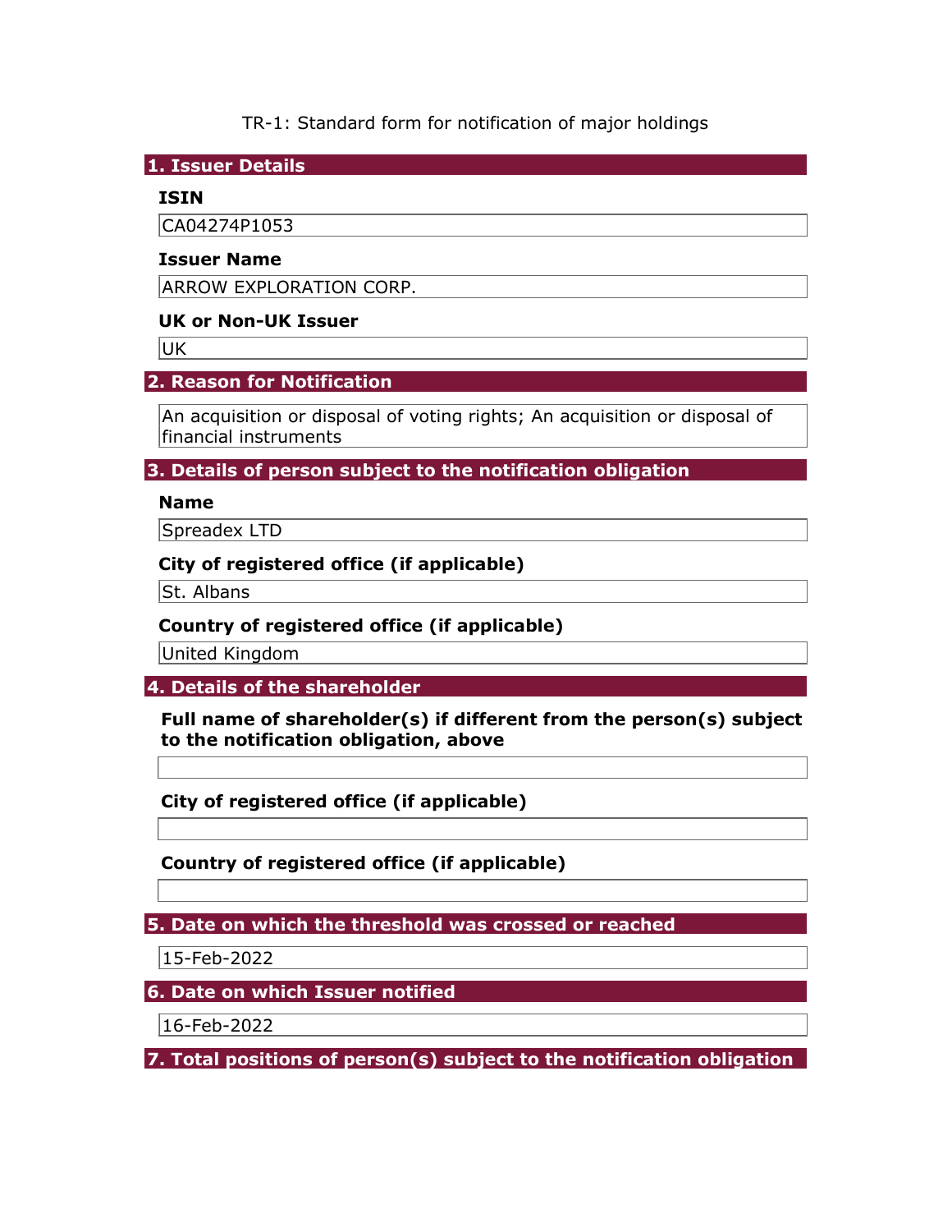TR-1: Standard form for notification of major holdings

## 1. Issuer Details

**ISIN**

CA04274P1053

**Issuer Name**

ARROW EXPLORATION CORP.

**UK or Non-UK Issuer**

UK

## 2. Reason for Notification

An acquisition or disposal of voting rights; An acquisition or disposal of financial instruments

## 3. Details of person subject to the notification obligation

**Name**

Spreadex LTD

**City of registered office (if applicable)**

St. Albans

**Country of registered office (if applicable)**

United Kingdom

## 4. Details of the shareholder

**Full name of shareholder(s) if different from the person(s) subject to the notification obligation, above**

**City of registered office (if applicable)**

**Country of registered office (if applicable)**

## 5. Date on which the threshold was crossed or reached

15-Feb-2022

## 6. Date on which Issuer notified

16-Feb-2022

## 7. Total positions of person(s) subject to the notification obligation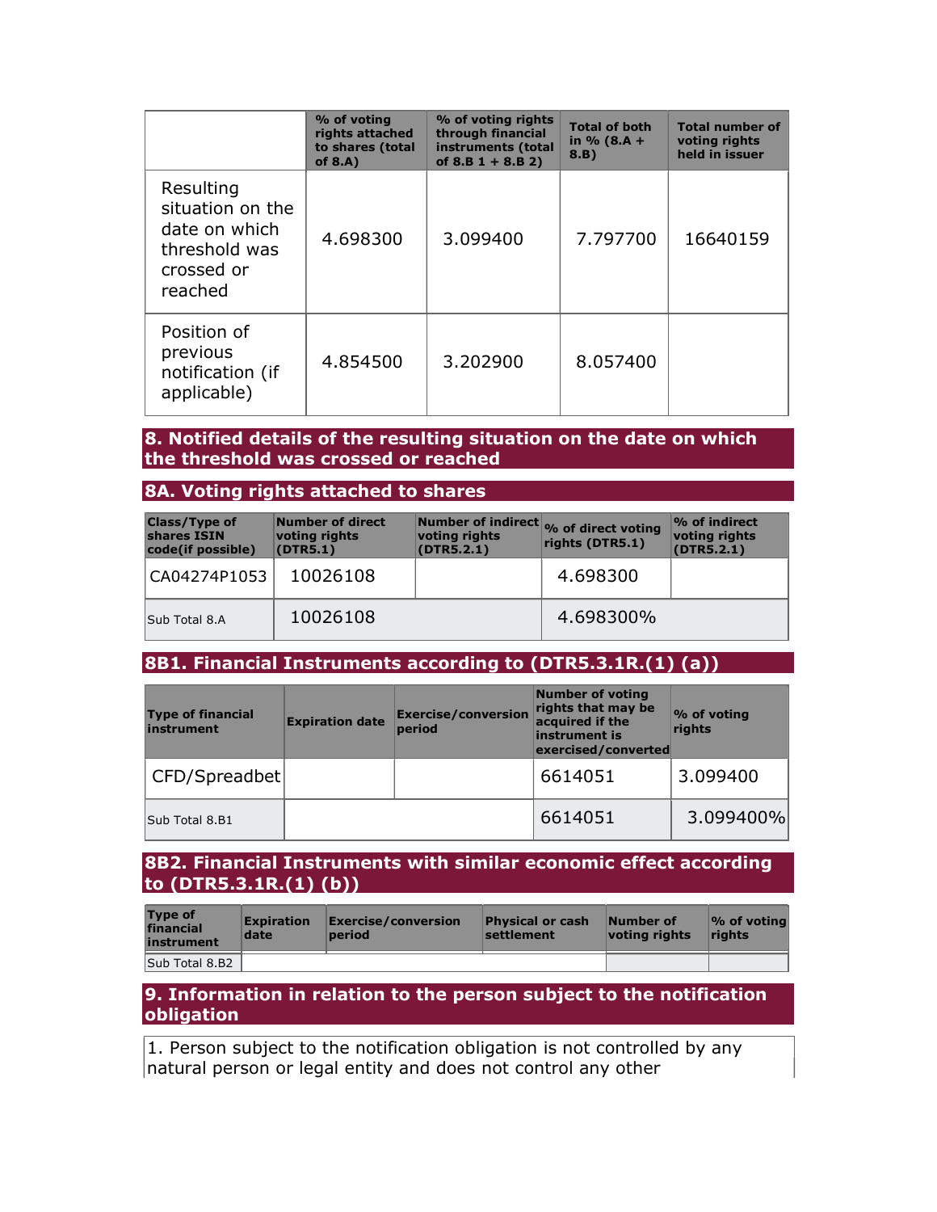| | % of voting rights attached to shares (total of 8.A) | % of voting rights through financial instruments (total of 8.B 1 + 8.B 2) | Total of both in % (8.A + 8.B) | Total number of voting rights held in issuer |
|---|---|---|---|---|
| Resulting situation on the date on which threshold was crossed or reached | 4.698300 | 3.099400 | 7.797700 | 16640159 |
| Position of previous notification (if applicable) | 4.854500 | 3.202900 | 8.057400 | |

## 8. Notified details of the resulting situation on the date on which the threshold was crossed or reached

### 8A. Voting rights attached to shares

| Class/Type of shares ISIN code(if possible) | Number of direct voting rights (DTR5.1) | Number of indirect voting rights (DTR5.2.1) | % of direct voting rights (DTR5.1) | % of indirect voting rights (DTR5.2.1) |
|---|---|---|---|---|
| CA04274P1053 | 10026108 | | 4.698300 | |
| Sub Total 8.A | 10026108 | | 4.698300% | |

### 8B1. Financial Instruments according to (DTR5.3.1R.(1) (a))

| Type of financial instrument | Expiration date | Exercise/conversion period | Number of voting rights that may be acquired if the instrument is exercised/converted | % of voting rights |
|---|---|---|---|---|
| CFD/Spreadbet | | | 6614051 | 3.099400 |
| Sub Total 8.B1 | | | 6614051 | 3.099400% |

### 8B2. Financial Instruments with similar economic effect according to (DTR5.3.1R.(1) (b))

| Type of financial instrument | Expiration date | Exercise/conversion period | Physical or cash settlement | Number of voting rights | % of voting rights |
|---|---|---|---|---|---|
| Sub Total 8.B2 | | | | | |

## 9. Information in relation to the person subject to the notification obligation

1. Person subject to the notification obligation is not controlled by any natural person or legal entity and does not control any other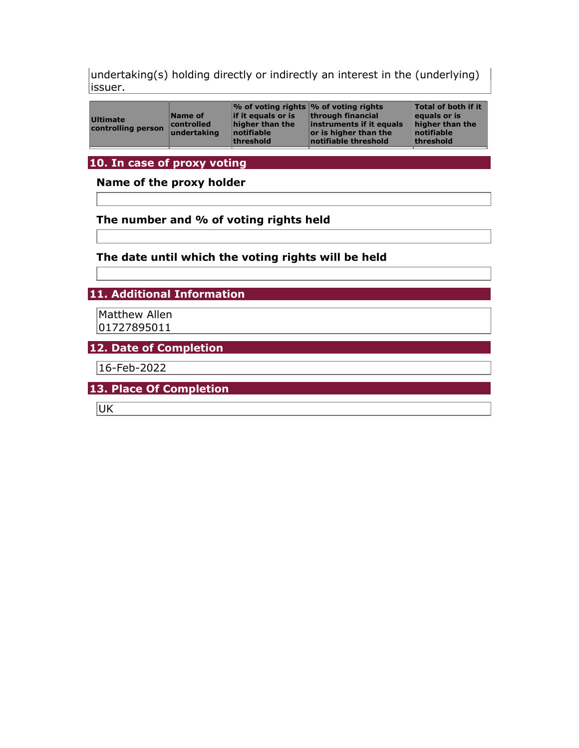undertaking(s) holding directly or indirectly an interest in the (underlying) issuer.

| Ultimate controlling person | Name of controlled undertaking | % of voting rights if it equals or is higher than the notifiable threshold | % of voting rights through financial instruments if it equals or is higher than the notifiable threshold | Total of both if it equals or is higher than the notifiable threshold |
|---|---|---|---|---|
| | | | | |

## 10. In case of proxy voting

### Name of the proxy holder

### The number and % of voting rights held

### The date until which the voting rights will be held

## 11. Additional Information

Matthew Allen
01727895011

## 12. Date of Completion

16-Feb-2022

## 13. Place Of Completion

UK